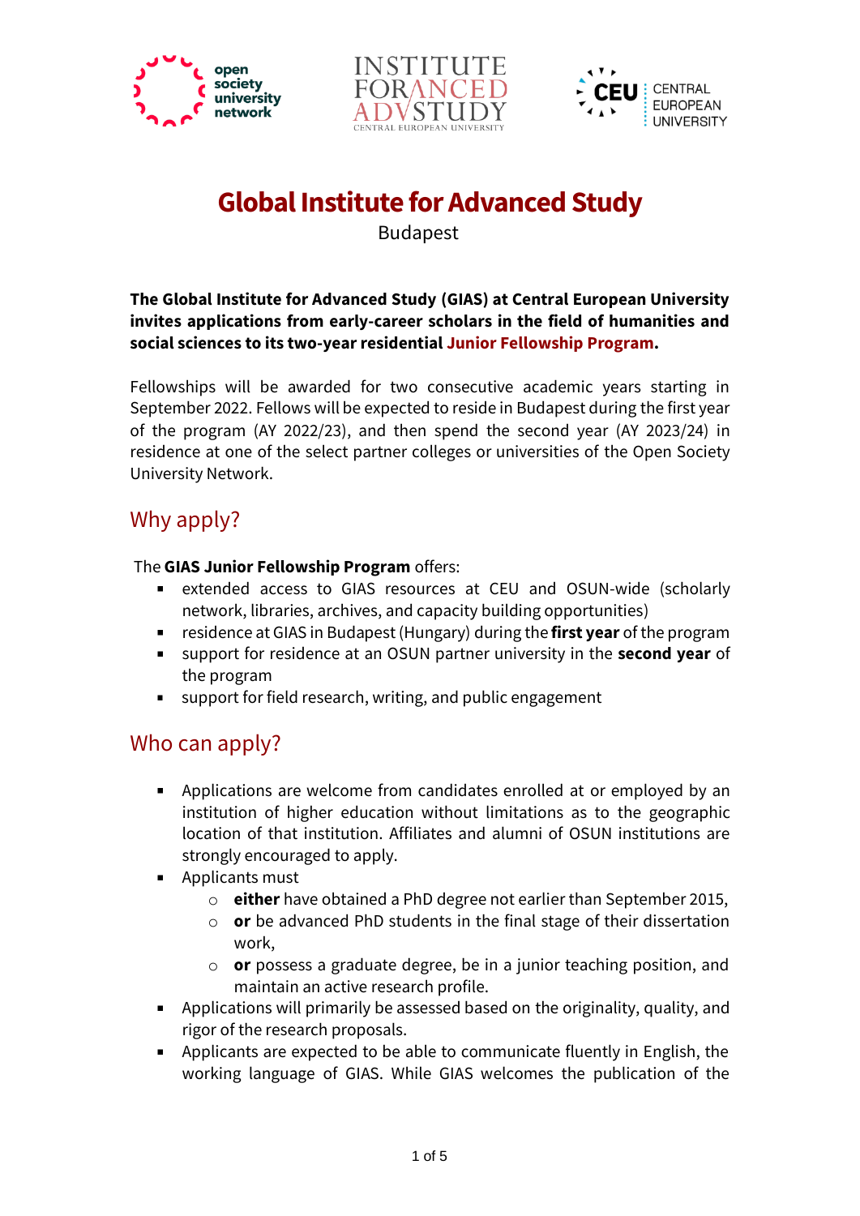# Global Institute for Advanced Study

Budapest

**The Global Institute for Advanced Study (GIAS) at Central European University invites applications from early-career scholars in the field of humanities and social sciences to its two-year residential Junior Fellowship Program.**

Fellowships will be awarded for two consecutive academic years starting in September 2022. Fellows will be expected to reside in Budapest during the first year of the program (AY 2022/23), and then spend the second year (AY 2023/24) in residence at one of the select partner colleges or universities of the Open Society University Network.

## Why apply?

The **GIAS Junior Fellowship Program** offers:

- extended access to GIAS resources at CEU and OSUN-wide (scholarly network, libraries, archives, and capacity building opportunities)
- residence at GIAS in Budapest (Hungary) during the **first year** of the program
- support for residence at an OSUN partner university in the **second year** of the program
- support for field research, writing, and public engagement

## Who can apply?

- Applications are welcome from candidates enrolled at or employed by an institution of higher education without limitations as to the geographic location of that institution. Affiliates and alumni of OSUN institutions are strongly encouraged to apply.
- Applicants must
  - **either** have obtained a PhD degree not earlier than September 2015,
  - **or** be advanced PhD students in the final stage of their dissertation work,
  - **or** possess a graduate degree, be in a junior teaching position, and maintain an active research profile.
- Applications will primarily be assessed based on the originality, quality, and rigor of the research proposals.
- Applicants are expected to be able to communicate fluently in English, the working language of GIAS. While GIAS welcomes the publication of the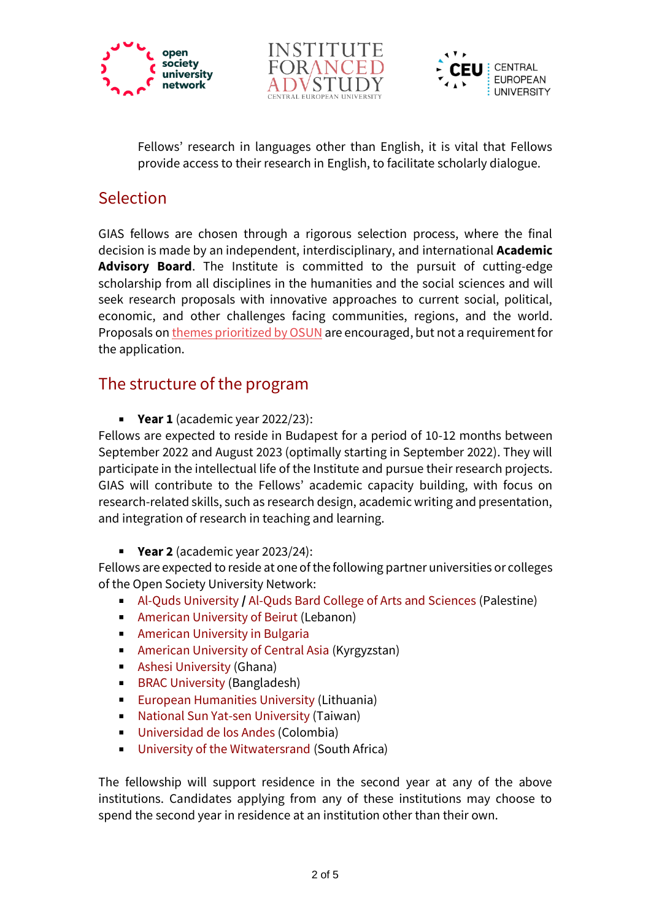Fellows' research in languages other than English, it is vital that Fellows provide access to their research in English, to facilitate scholarly dialogue.

## Selection

GIAS fellows are chosen through a rigorous selection process, where the final decision is made by an independent, interdisciplinary, and international **Academic Advisory Board**. The Institute is committed to the pursuit of cutting-edge scholarship from all disciplines in the humanities and the social sciences and will seek research proposals with innovative approaches to current social, political, economic, and other challenges facing communities, regions, and the world. Proposals on themes prioritized by OSUN are encouraged, but not a requirement for the application.

## The structure of the program

- **Year 1** (academic year 2022/23):

Fellows are expected to reside in Budapest for a period of 10-12 months between September 2022 and August 2023 (optimally starting in September 2022). They will participate in the intellectual life of the Institute and pursue their research projects. GIAS will contribute to the Fellows' academic capacity building, with focus on research-related skills, such as research design, academic writing and presentation, and integration of research in teaching and learning.

- **Year 2** (academic year 2023/24):

Fellows are expected to reside at one of the following partner universities or colleges of the Open Society University Network:

- Al-Quds University **/** Al-Quds Bard College of Arts and Sciences (Palestine)
- American University of Beirut (Lebanon)
- American University in Bulgaria
- American University of Central Asia (Kyrgyzstan)
- Ashesi University (Ghana)
- BRAC University (Bangladesh)
- European Humanities University (Lithuania)
- National Sun Yat-sen University (Taiwan)
- Universidad de los Andes (Colombia)
- University of the Witwatersrand (South Africa)

The fellowship will support residence in the second year at any of the above institutions. Candidates applying from any of these institutions may choose to spend the second year in residence at an institution other than their own.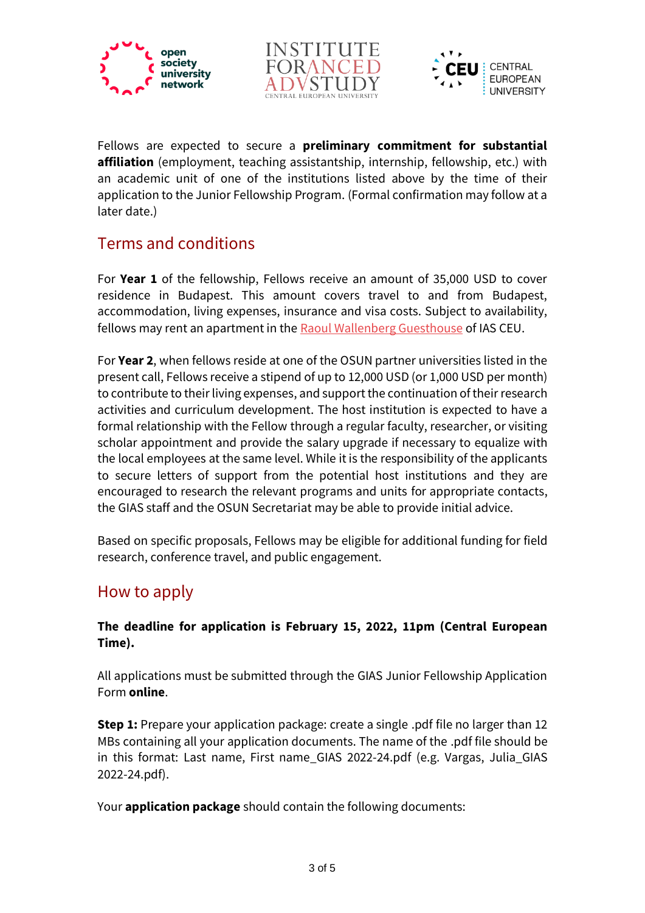Fellows are expected to secure a **preliminary commitment for substantial affiliation** (employment, teaching assistantship, internship, fellowship, etc.) with an academic unit of one of the institutions listed above by the time of their application to the Junior Fellowship Program. (Formal confirmation may follow at a later date.)

## Terms and conditions

For **Year 1** of the fellowship, Fellows receive an amount of 35,000 USD to cover residence in Budapest. This amount covers travel to and from Budapest, accommodation, living expenses, insurance and visa costs. Subject to availability, fellows may rent an apartment in the Raoul Wallenberg Guesthouse of IAS CEU.

For **Year 2**, when fellows reside at one of the OSUN partner universities listed in the present call, Fellows receive a stipend of up to 12,000 USD (or 1,000 USD per month) to contribute to their living expenses, and support the continuation of their research activities and curriculum development. The host institution is expected to have a formal relationship with the Fellow through a regular faculty, researcher, or visiting scholar appointment and provide the salary upgrade if necessary to equalize with the local employees at the same level. While it is the responsibility of the applicants to secure letters of support from the potential host institutions and they are encouraged to research the relevant programs and units for appropriate contacts, the GIAS staff and the OSUN Secretariat may be able to provide initial advice.

Based on specific proposals, Fellows may be eligible for additional funding for field research, conference travel, and public engagement.

## How to apply

**The deadline for application is February 15, 2022, 11pm (Central European Time).**

All applications must be submitted through the GIAS Junior Fellowship Application Form **online**.

**Step 1:** Prepare your application package: create a single .pdf file no larger than 12 MBs containing all your application documents. The name of the .pdf file should be in this format: Last name, First name_GIAS 2022-24.pdf (e.g. Vargas, Julia_GIAS 2022-24.pdf).

Your **application package** should contain the following documents: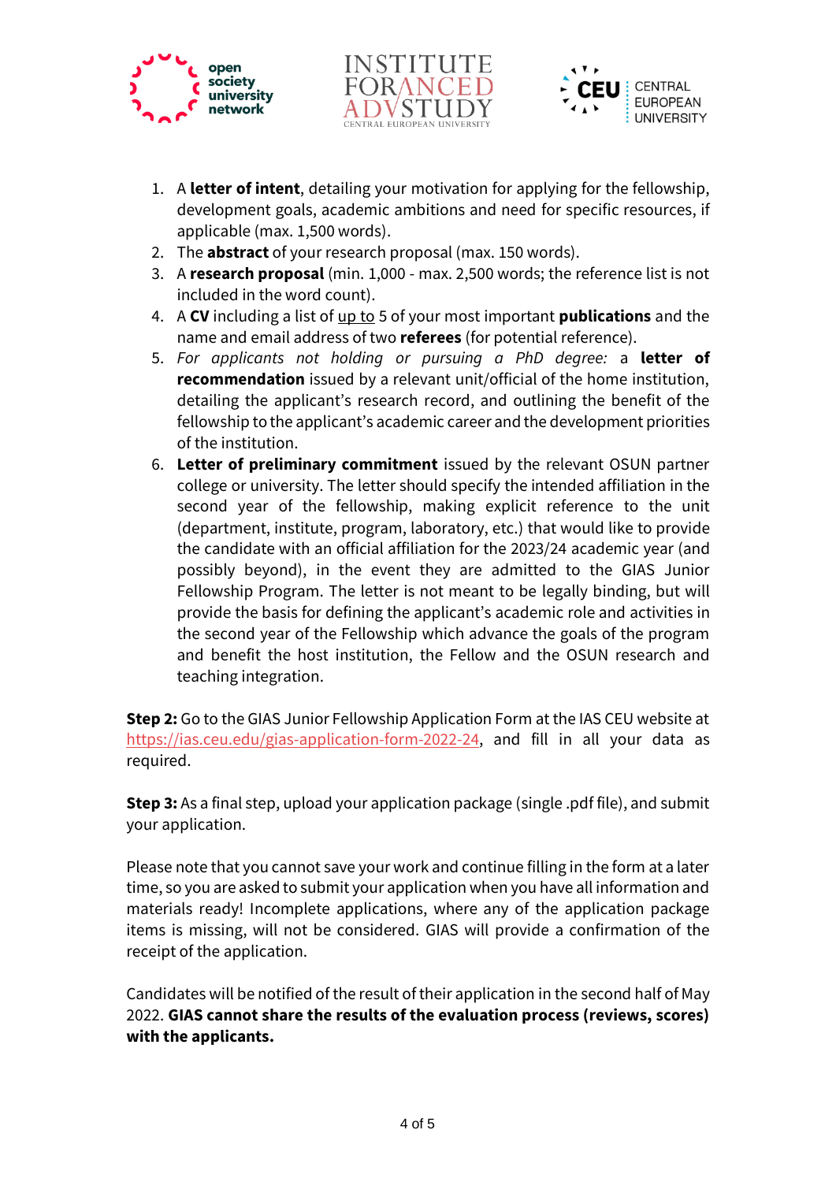1. A **letter of intent**, detailing your motivation for applying for the fellowship, development goals, academic ambitions and need for specific resources, if applicable (max. 1,500 words).
2. The **abstract** of your research proposal (max. 150 words).
3. A **research proposal** (min. 1,000 - max. 2,500 words; the reference list is not included in the word count).
4. A **CV** including a list of up to 5 of your most important **publications** and the name and email address of two **referees** (for potential reference).
5. *For applicants not holding or pursuing a PhD degree:* a **letter of recommendation** issued by a relevant unit/official of the home institution, detailing the applicant's research record, and outlining the benefit of the fellowship to the applicant's academic career and the development priorities of the institution.
6. **Letter of preliminary commitment** issued by the relevant OSUN partner college or university. The letter should specify the intended affiliation in the second year of the fellowship, making explicit reference to the unit (department, institute, program, laboratory, etc.) that would like to provide the candidate with an official affiliation for the 2023/24 academic year (and possibly beyond), in the event they are admitted to the GIAS Junior Fellowship Program. The letter is not meant to be legally binding, but will provide the basis for defining the applicant's academic role and activities in the second year of the Fellowship which advance the goals of the program and benefit the host institution, the Fellow and the OSUN research and teaching integration.

**Step 2:** Go to the GIAS Junior Fellowship Application Form at the IAS CEU website at https://ias.ceu.edu/gias-application-form-2022-24, and fill in all your data as required.

**Step 3:** As a final step, upload your application package (single .pdf file), and submit your application.

Please note that you cannot save your work and continue filling in the form at a later time, so you are asked to submit your application when you have all information and materials ready! Incomplete applications, where any of the application package items is missing, will not be considered. GIAS will provide a confirmation of the receipt of the application.

Candidates will be notified of the result of their application in the second half of May 2022. **GIAS cannot share the results of the evaluation process (reviews, scores) with the applicants.**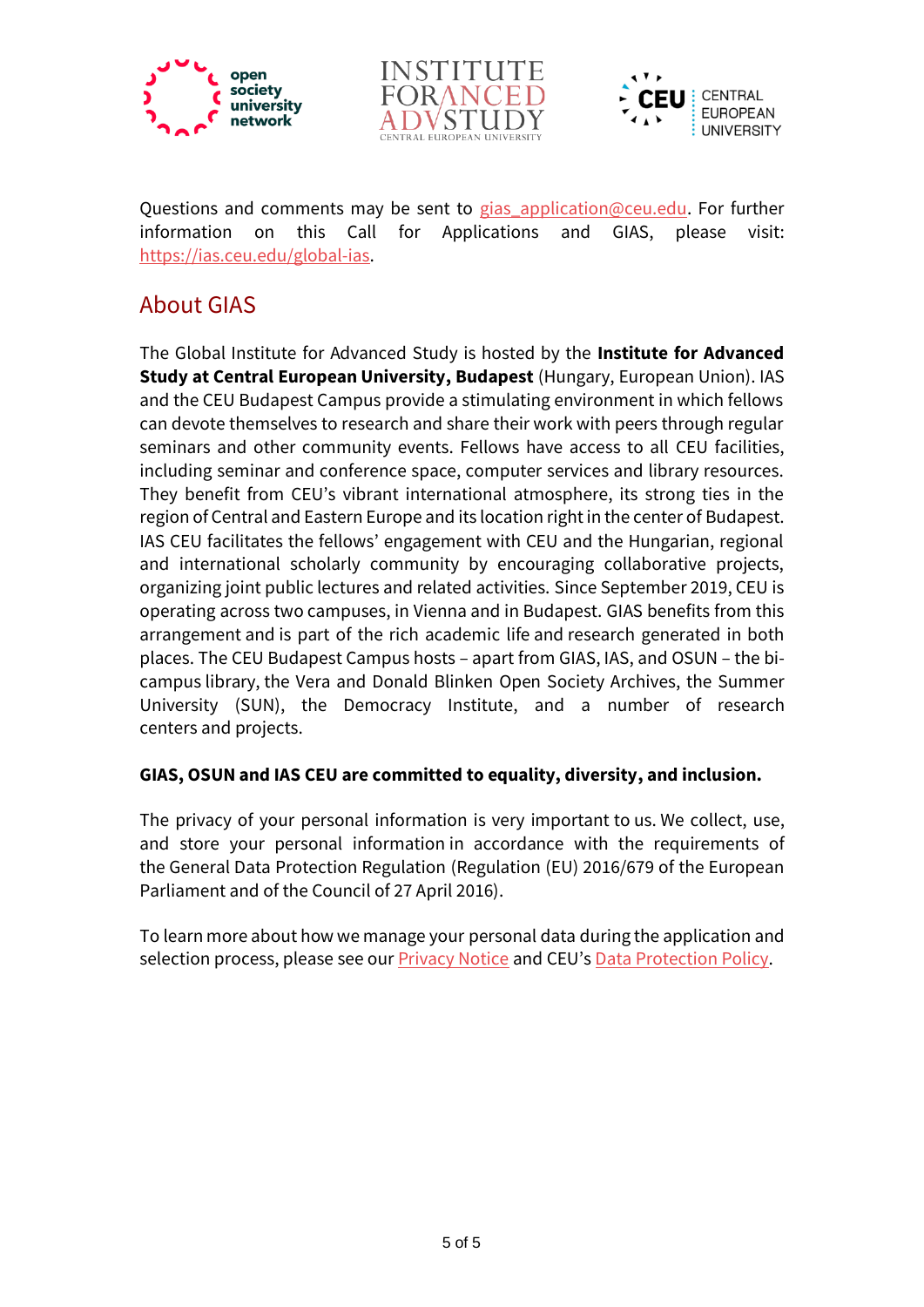Questions and comments may be sent to gias_application@ceu.edu. For further information on this Call for Applications and GIAS, please visit: https://ias.ceu.edu/global-ias.

## About GIAS

The Global Institute for Advanced Study is hosted by the **Institute for Advanced Study at Central European University, Budapest** (Hungary, European Union). IAS and the CEU Budapest Campus provide a stimulating environment in which fellows can devote themselves to research and share their work with peers through regular seminars and other community events. Fellows have access to all CEU facilities, including seminar and conference space, computer services and library resources. They benefit from CEU's vibrant international atmosphere, its strong ties in the region of Central and Eastern Europe and its location right in the center of Budapest. IAS CEU facilitates the fellows' engagement with CEU and the Hungarian, regional and international scholarly community by encouraging collaborative projects, organizing joint public lectures and related activities. Since September 2019, CEU is operating across two campuses, in Vienna and in Budapest. GIAS benefits from this arrangement and is part of the rich academic life and research generated in both places. The CEU Budapest Campus hosts – apart from GIAS, IAS, and OSUN – the bi-campus library, the Vera and Donald Blinken Open Society Archives, the Summer University (SUN), the Democracy Institute, and a number of research centers and projects.

**GIAS, OSUN and IAS CEU are committed to equality, diversity, and inclusion.**

The privacy of your personal information is very important to us. We collect, use, and store your personal information in accordance with the requirements of the General Data Protection Regulation (Regulation (EU) 2016/679 of the European Parliament and of the Council of 27 April 2016).

To learn more about how we manage your personal data during the application and selection process, please see our Privacy Notice and CEU's Data Protection Policy.